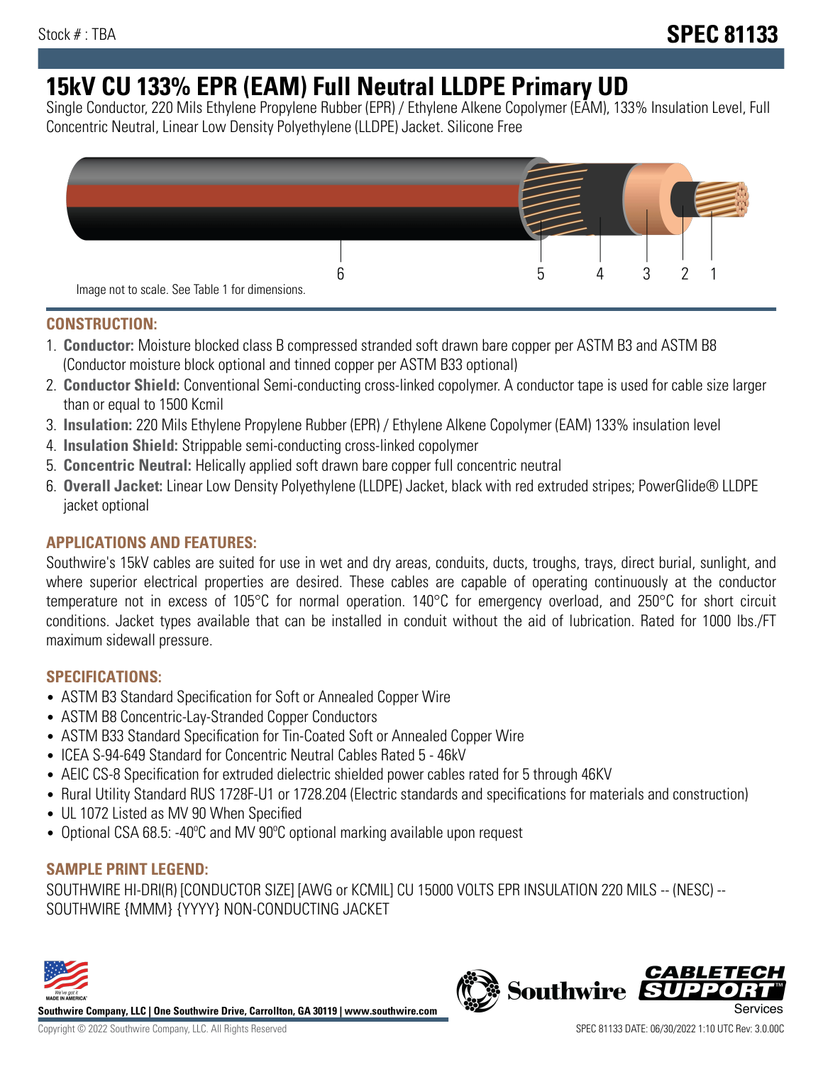Stock # : TBA

# SPEC 81133

# 15kV CU 133% EPR (EAM) Full Neutral LLDPE Primary UD

Single Conductor, 220 Mils Ethylene Propylene Rubber (EPR) / Ethylene Alkene Copolymer (EAM), 133% Insulation Level, Full Concentric Neutral, Linear Low Density Polyethylene (LLDPE) Jacket. Silicone Free

6 5 4 3 2 1

Image not to scale. See Table 1 for dimensions.

## CONSTRUCTION:

1. **Conductor:** Moisture blocked class B compressed stranded soft drawn bare copper per ASTM B3 and ASTM B8 (Conductor moisture block optional and tinned copper per ASTM B33 optional)
2. **Conductor Shield:** Conventional Semi-conducting cross-linked copolymer. A conductor tape is used for cable size larger than or equal to 1500 Kcmil
3. **Insulation:** 220 Mils Ethylene Propylene Rubber (EPR) / Ethylene Alkene Copolymer (EAM) 133% insulation level
4. **Insulation Shield:** Strippable semi-conducting cross-linked copolymer
5. **Concentric Neutral:** Helically applied soft drawn bare copper full concentric neutral
6. **Overall Jacket:** Linear Low Density Polyethylene (LLDPE) Jacket, black with red extruded stripes; PowerGlide® LLDPE jacket optional

## APPLICATIONS AND FEATURES:

Southwire's 15kV cables are suited for use in wet and dry areas, conduits, ducts, troughs, trays, direct burial, sunlight, and where superior electrical properties are desired. These cables are capable of operating continuously at the conductor temperature not in excess of 105°C for normal operation. 140°C for emergency overload, and 250°C for short circuit conditions. Jacket types available that can be installed in conduit without the aid of lubrication. Rated for 1000 lbs./FT maximum sidewall pressure.

## SPECIFICATIONS:

- ASTM B3 Standard Specification for Soft or Annealed Copper Wire
- ASTM B8 Concentric-Lay-Stranded Copper Conductors
- ASTM B33 Standard Specification for Tin-Coated Soft or Annealed Copper Wire
- ICEA S-94-649 Standard for Concentric Neutral Cables Rated 5 - 46kV
- AEIC CS-8 Specification for extruded dielectric shielded power cables rated for 5 through 46KV
- Rural Utility Standard RUS 1728F-U1 or 1728.204 (Electric standards and specifications for materials and construction)
- UL 1072 Listed as MV 90 When Specified
- Optional CSA 68.5: -40ºC and MV 90ºC optional marking available upon request

## SAMPLE PRINT LEGEND:

SOUTHWIRE HI-DRI(R) [CONDUCTOR SIZE] [AWG or KCMIL] CU 15000 VOLTS EPR INSULATION 220 MILS -- (NESC) -- SOUTHWIRE {MMM} {YYYY} NON-CONDUCTING JACKET

**Southwire Company, LLC | One Southwire Drive, Carrollton, GA 30119 | www.southwire.com**

Copyright © 2022 Southwire Company, LLC. All Rights Reserved

SPEC 81133 DATE: 06/30/2022 1:10 UTC Rev: 3.0.00C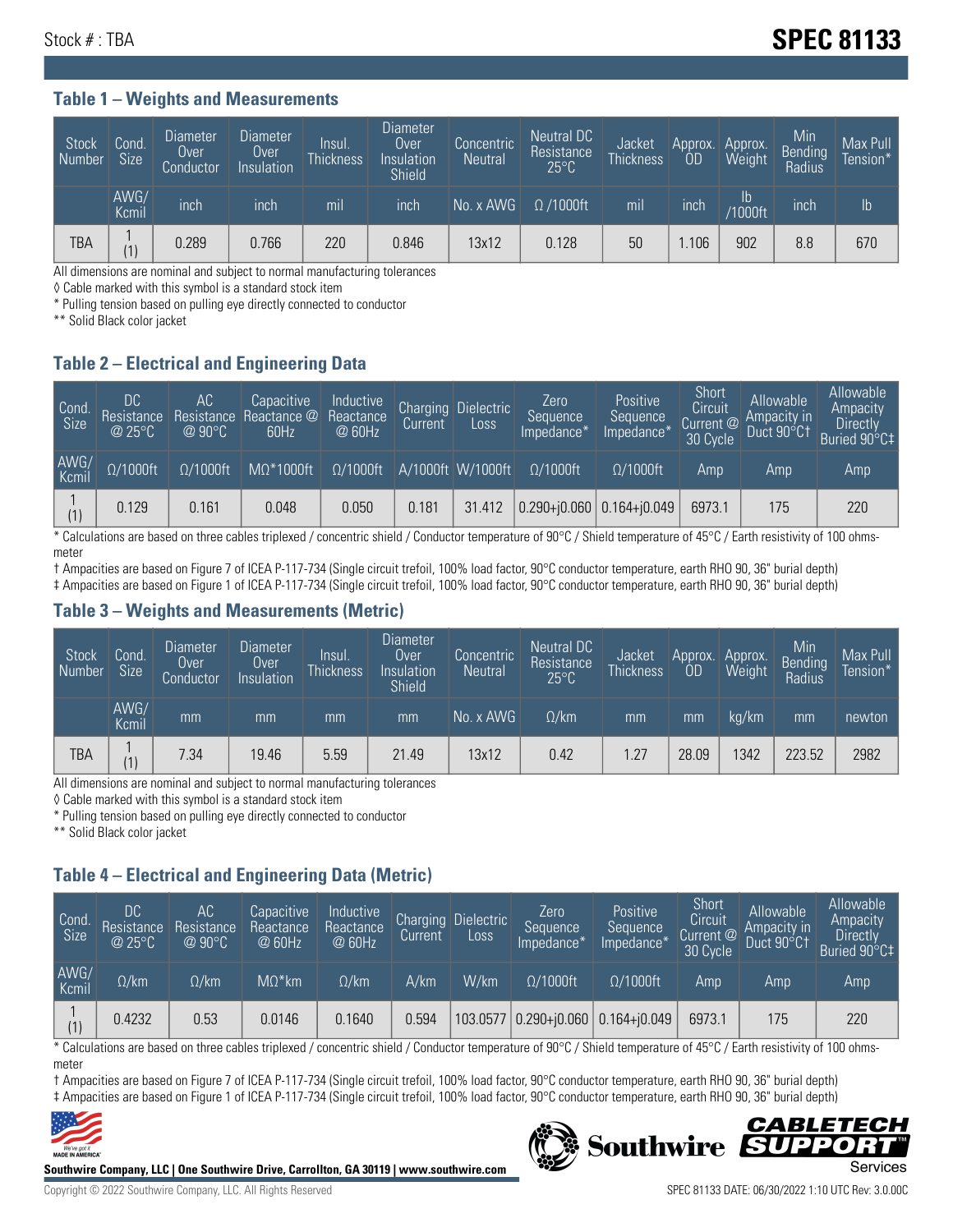Stock # : TBA

# SPEC 81133

## Table 1 – Weights and Measurements

| Stock Number | Cond. Size | Diameter Over Conductor | Diameter Over Insulation | Insul. Thickness | Diameter Over Insulation Shield | Concentric Neutral | Neutral DC Resistance 25°C | Jacket Thickness | Approx. OD | Approx. Weight | Min Bending Radius | Max Pull Tension* |
|---|---|---|---|---|---|---|---|---|---|---|---|---|
| | AWG/ Kcmil | inch | inch | mil | inch | No. x AWG | Ω /1000ft | mil | inch | lb /1000ft | inch | lb |
| TBA | 1 (1) | 0.289 | 0.766 | 220 | 0.846 | 13x12 | 0.128 | 50 | 1.106 | 902 | 8.8 | 670 |

All dimensions are nominal and subject to normal manufacturing tolerances
◊ Cable marked with this symbol is a standard stock item
* Pulling tension based on pulling eye directly connected to conductor
** Solid Black color jacket

## Table 2 – Electrical and Engineering Data

| Cond. Size | DC Resistance @ 25°C | AC Resistance @ 90°C | Capacitive Reactance @ 60Hz | Inductive Reactance @ 60Hz | Charging Current | Dielectric Loss | Zero Sequence Impedance* | Positive Sequence Impedance* | Short Circuit Current @ 30 Cycle | Allowable Ampacity in Duct 90°C† | Allowable Ampacity Directly Buried 90°C‡ |
|---|---|---|---|---|---|---|---|---|---|---|---|
| AWG/ Kcmil | Ω/1000ft | Ω/1000ft | MΩ*1000ft | Ω/1000ft | A/1000ft | W/1000ft | Ω/1000ft | Ω/1000ft | Amp | Amp | Amp |
| 1 (1) | 0.129 | 0.161 | 0.048 | 0.050 | 0.181 | 31.412 | 0.290+j0.060 | 0.164+j0.049 | 6973.1 | 175 | 220 |

* Calculations are based on three cables triplexed / concentric shield / Conductor temperature of 90°C / Shield temperature of 45°C / Earth resistivity of 100 ohms-meter
† Ampacities are based on Figure 7 of ICEA P-117-734 (Single circuit trefoil, 100% load factor, 90°C conductor temperature, earth RHO 90, 36" burial depth)
‡ Ampacities are based on Figure 1 of ICEA P-117-734 (Single circuit trefoil, 100% load factor, 90°C conductor temperature, earth RHO 90, 36" burial depth)

## Table 3 – Weights and Measurements (Metric)

| Stock Number | Cond. Size | Diameter Over Conductor | Diameter Over Insulation | Insul. Thickness | Diameter Over Insulation Shield | Concentric Neutral | Neutral DC Resistance 25°C | Jacket Thickness | Approx. OD | Approx. Weight | Min Bending Radius | Max Pull Tension* |
|---|---|---|---|---|---|---|---|---|---|---|---|---|
| | AWG/ Kcmil | mm | mm | mm | mm | No. x AWG | Ω/km | mm | mm | kg/km | mm | newton |
| TBA | 1 (1) | 7.34 | 19.46 | 5.59 | 21.49 | 13x12 | 0.42 | 1.27 | 28.09 | 1342 | 223.52 | 2982 |

All dimensions are nominal and subject to normal manufacturing tolerances
◊ Cable marked with this symbol is a standard stock item
* Pulling tension based on pulling eye directly connected to conductor
** Solid Black color jacket

## Table 4 – Electrical and Engineering Data (Metric)

| Cond. Size | DC Resistance @ 25°C | AC Resistance @ 90°C | Capacitive Reactance @ 60Hz | Inductive Reactance @ 60Hz | Charging Current | Dielectric Loss | Zero Sequence Impedance* | Positive Sequence Impedance* | Short Circuit Current @ 30 Cycle | Allowable Ampacity in Duct 90°C† | Allowable Ampacity Directly Buried 90°C‡ |
|---|---|---|---|---|---|---|---|---|---|---|---|
| AWG/ Kcmil | Ω/km | Ω/km | MΩ*km | Ω/km | A/km | W/km | Ω/1000ft | Ω/1000ft | Amp | Amp | Amp |
| 1 (1) | 0.4232 | 0.53 | 0.0146 | 0.1640 | 0.594 | 103.0577 | 0.290+j0.060 | 0.164+j0.049 | 6973.1 | 175 | 220 |

* Calculations are based on three cables triplexed / concentric shield / Conductor temperature of 90°C / Shield temperature of 45°C / Earth resistivity of 100 ohms-meter
† Ampacities are based on Figure 7 of ICEA P-117-734 (Single circuit trefoil, 100% load factor, 90°C conductor temperature, earth RHO 90, 36" burial depth)
‡ Ampacities are based on Figure 1 of ICEA P-117-734 (Single circuit trefoil, 100% load factor, 90°C conductor temperature, earth RHO 90, 36" burial depth)

Southwire Company, LLC | One Southwire Drive, Carrollton, GA 30119 | www.southwire.com

Copyright © 2022 Southwire Company, LLC. All Rights Reserved

SPEC 81133 DATE: 06/30/2022 1:10 UTC Rev: 3.0.00C